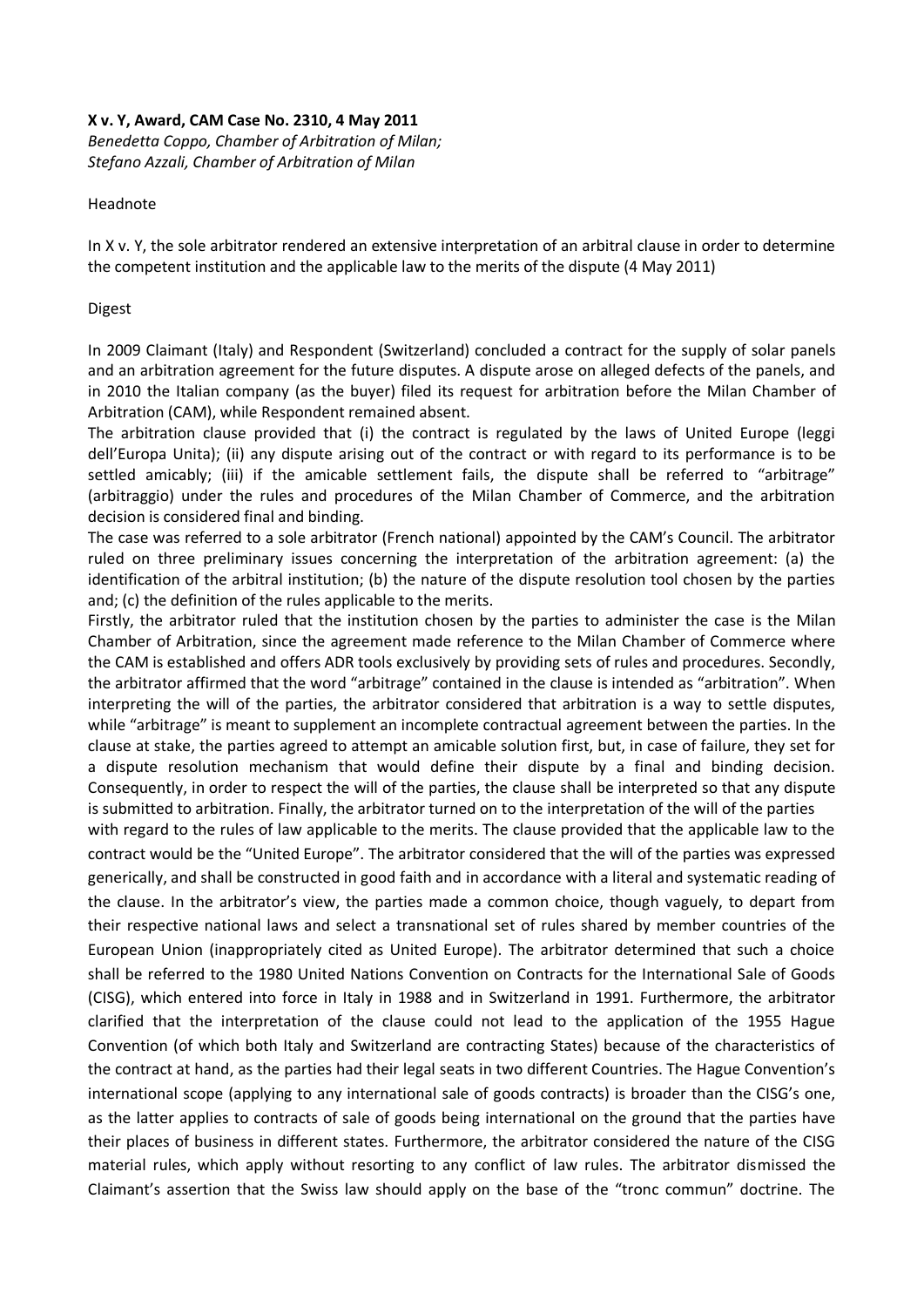**X v. Y, Award, CAM Case No. 2310, 4 May 2011**

*Benedetta Coppo, Chamber of Arbitration of Milan;*
*Stefano Azzali, Chamber of Arbitration of Milan*

Headnote

In X v. Y, the sole arbitrator rendered an extensive interpretation of an arbitral clause in order to determine the competent institution and the applicable law to the merits of the dispute (4 May 2011)

Digest

In 2009 Claimant (Italy) and Respondent (Switzerland) concluded a contract for the supply of solar panels and an arbitration agreement for the future disputes. A dispute arose on alleged defects of the panels, and in 2010 the Italian company (as the buyer) filed its request for arbitration before the Milan Chamber of Arbitration (CAM), while Respondent remained absent.

The arbitration clause provided that (i) the contract is regulated by the laws of United Europe (leggi dell'Europa Unita); (ii) any dispute arising out of the contract or with regard to its performance is to be settled amicably; (iii) if the amicable settlement fails, the dispute shall be referred to "arbitrage" (arbitraggio) under the rules and procedures of the Milan Chamber of Commerce, and the arbitration decision is considered final and binding.

The case was referred to a sole arbitrator (French national) appointed by the CAM's Council. The arbitrator ruled on three preliminary issues concerning the interpretation of the arbitration agreement: (a) the identification of the arbitral institution; (b) the nature of the dispute resolution tool chosen by the parties and; (c) the definition of the rules applicable to the merits.

Firstly, the arbitrator ruled that the institution chosen by the parties to administer the case is the Milan Chamber of Arbitration, since the agreement made reference to the Milan Chamber of Commerce where the CAM is established and offers ADR tools exclusively by providing sets of rules and procedures. Secondly, the arbitrator affirmed that the word "arbitrage" contained in the clause is intended as "arbitration". When interpreting the will of the parties, the arbitrator considered that arbitration is a way to settle disputes, while "arbitrage" is meant to supplement an incomplete contractual agreement between the parties. In the clause at stake, the parties agreed to attempt an amicable solution first, but, in case of failure, they set for a dispute resolution mechanism that would define their dispute by a final and binding decision. Consequently, in order to respect the will of the parties, the clause shall be interpreted so that any dispute is submitted to arbitration. Finally, the arbitrator turned on to the interpretation of the will of the parties with regard to the rules of law applicable to the merits. The clause provided that the applicable law to the contract would be the "United Europe". The arbitrator considered that the will of the parties was expressed generically, and shall be constructed in good faith and in accordance with a literal and systematic reading of the clause. In the arbitrator's view, the parties made a common choice, though vaguely, to depart from their respective national laws and select a transnational set of rules shared by member countries of the European Union (inappropriately cited as United Europe). The arbitrator determined that such a choice shall be referred to the 1980 United Nations Convention on Contracts for the International Sale of Goods (CISG), which entered into force in Italy in 1988 and in Switzerland in 1991. Furthermore, the arbitrator clarified that the interpretation of the clause could not lead to the application of the 1955 Hague Convention (of which both Italy and Switzerland are contracting States) because of the characteristics of the contract at hand, as the parties had their legal seats in two different Countries. The Hague Convention's international scope (applying to any international sale of goods contracts) is broader than the CISG's one, as the latter applies to contracts of sale of goods being international on the ground that the parties have their places of business in different states. Furthermore, the arbitrator considered the nature of the CISG material rules, which apply without resorting to any conflict of law rules. The arbitrator dismissed the Claimant's assertion that the Swiss law should apply on the base of the "tronc commun" doctrine. The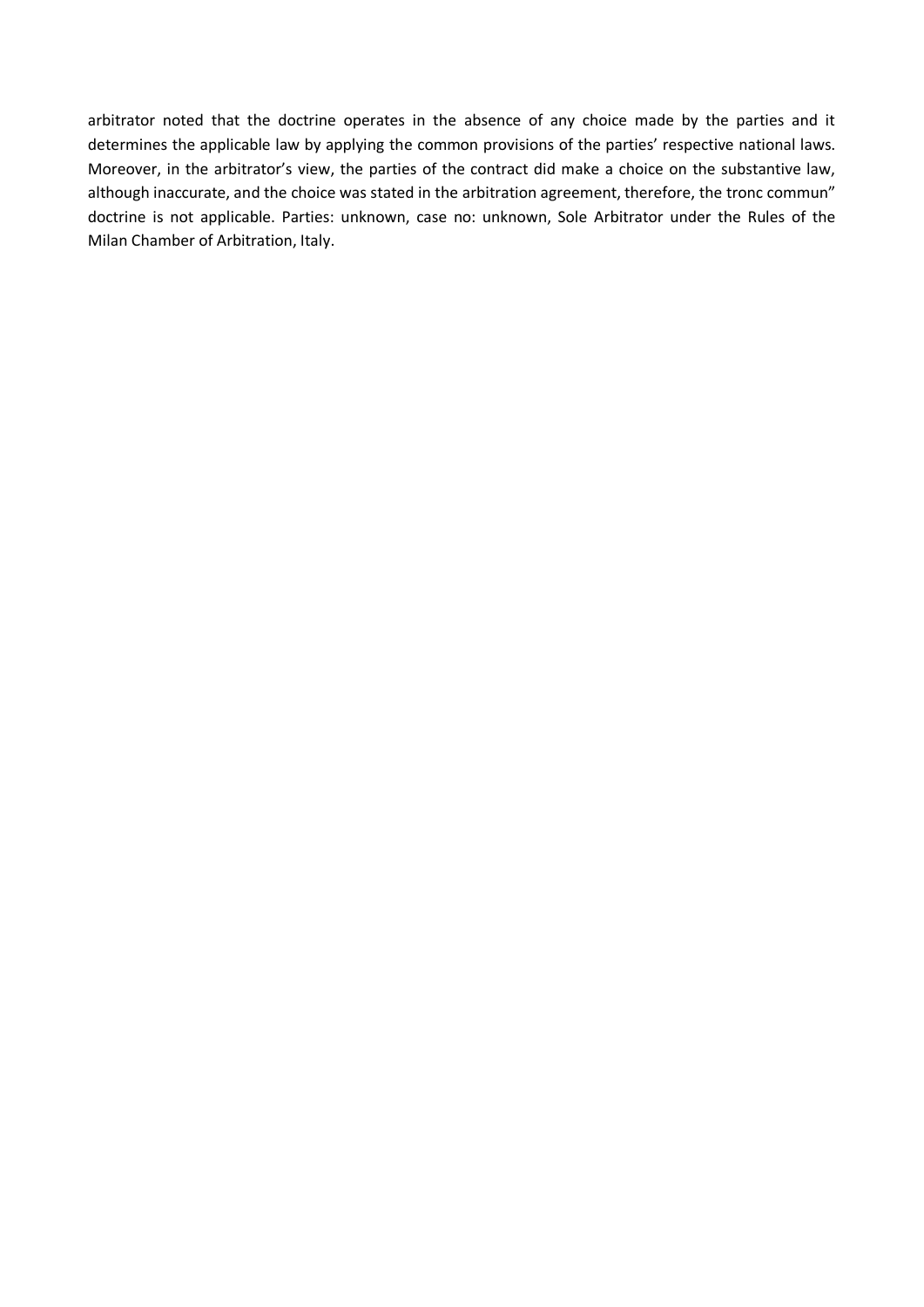arbitrator noted that the doctrine operates in the absence of any choice made by the parties and it determines the applicable law by applying the common provisions of the parties' respective national laws. Moreover, in the arbitrator's view, the parties of the contract did make a choice on the substantive law, although inaccurate, and the choice was stated in the arbitration agreement, therefore, the tronc commun" doctrine is not applicable. Parties: unknown, case no: unknown, Sole Arbitrator under the Rules of the Milan Chamber of Arbitration, Italy.